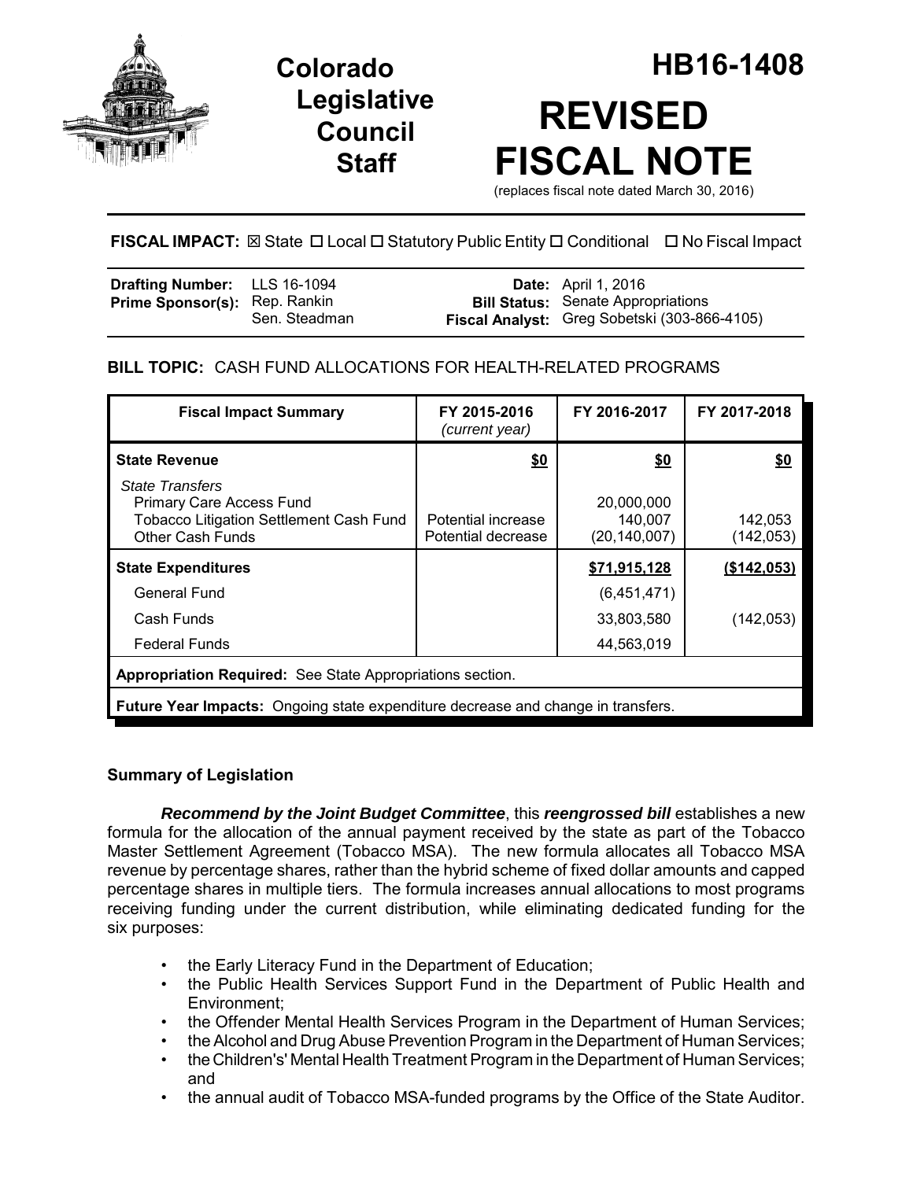# Colorado Legislative Council Staff

# HB16-1408

# REVISED FISCAL NOTE

(replaces fiscal note dated March 30, 2016)

**FISCAL IMPACT:** ☒ State ☐ Local ☐ Statutory Public Entity ☐ Conditional ☐ No Fiscal Impact

| | | | |
|---|---|---|---|
| **Drafting Number:** | LLS 16-1094 | **Date:** | April 1, 2016 |
| **Prime Sponsor(s):** | Rep. Rankin<br>Sen. Steadman | **Bill Status:** | Senate Appropriations |
| | | **Fiscal Analyst:** | Greg Sobetski (303-866-4105) |

**BILL TOPIC:** CASH FUND ALLOCATIONS FOR HEALTH-RELATED PROGRAMS

| Fiscal Impact Summary | FY 2015-2016 *(current year)* | FY 2016-2017 | FY 2017-2018 |
|---|---|---|---|
| **State Revenue** | **$0** | **$0** | **$0** |
| *State Transfers* | | | |
| Primary Care Access Fund | | 20,000,000 | |
| Tobacco Litigation Settlement Cash Fund | Potential increase | 140,007 | 142,053 |
| Other Cash Funds | Potential decrease | (20,140,007) | (142,053) |
| **State Expenditures** | | **$71,915,128** | **($142,053)** |
| General Fund | | (6,451,471) | |
| Cash Funds | | 33,803,580 | (142,053) |
| Federal Funds | | 44,563,019 | |
| **Appropriation Required:** See State Appropriations section. | | | |
| **Future Year Impacts:** Ongoing state expenditure decrease and change in transfers. | | | |

## Summary of Legislation

***Recommend by the Joint Budget Committee***, this ***reengrossed bill*** establishes a new formula for the allocation of the annual payment received by the state as part of the Tobacco Master Settlement Agreement (Tobacco MSA). The new formula allocates all Tobacco MSA revenue by percentage shares, rather than the hybrid scheme of fixed dollar amounts and capped percentage shares in multiple tiers. The formula increases annual allocations to most programs receiving funding under the current distribution, while eliminating dedicated funding for the six purposes:

- the Early Literacy Fund in the Department of Education;
- the Public Health Services Support Fund in the Department of Public Health and Environment;
- the Offender Mental Health Services Program in the Department of Human Services;
- the Alcohol and Drug Abuse Prevention Program in the Department of Human Services;
- the Children's' Mental Health Treatment Program in the Department of Human Services; and
- the annual audit of Tobacco MSA-funded programs by the Office of the State Auditor.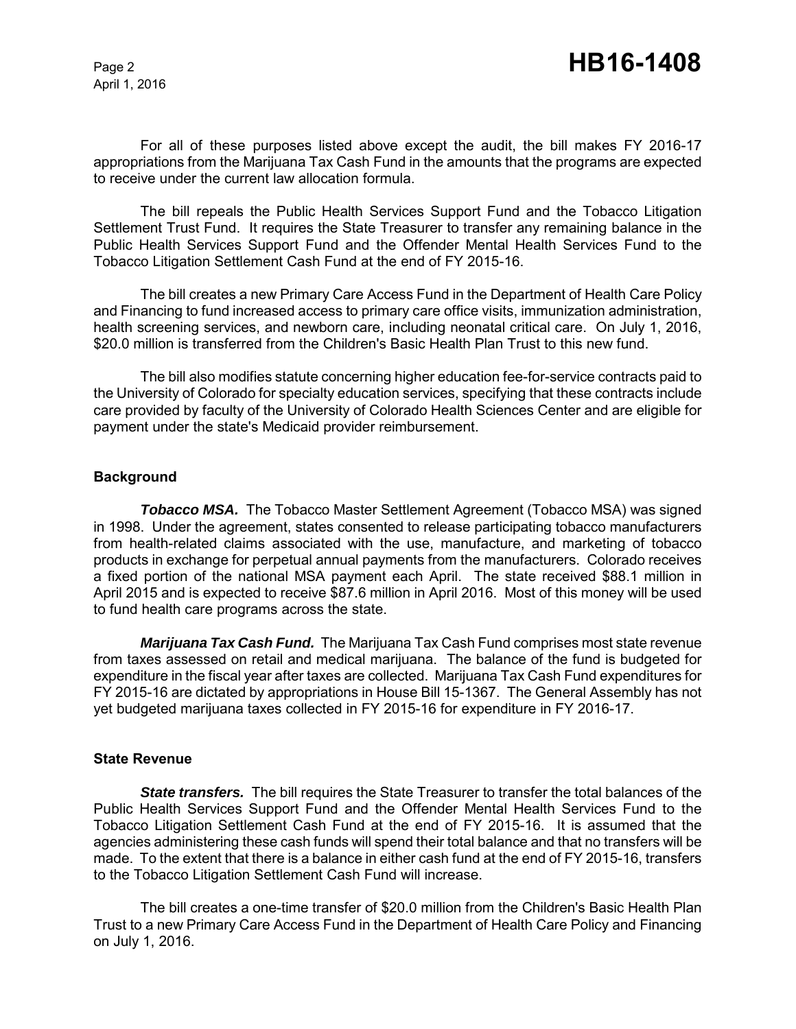For all of these purposes listed above except the audit, the bill makes FY 2016-17 appropriations from the Marijuana Tax Cash Fund in the amounts that the programs are expected to receive under the current law allocation formula.

The bill repeals the Public Health Services Support Fund and the Tobacco Litigation Settlement Trust Fund. It requires the State Treasurer to transfer any remaining balance in the Public Health Services Support Fund and the Offender Mental Health Services Fund to the Tobacco Litigation Settlement Cash Fund at the end of FY 2015-16.

The bill creates a new Primary Care Access Fund in the Department of Health Care Policy and Financing to fund increased access to primary care office visits, immunization administration, health screening services, and newborn care, including neonatal critical care. On July 1, 2016, $20.0 million is transferred from the Children's Basic Health Plan Trust to this new fund.

The bill also modifies statute concerning higher education fee-for-service contracts paid to the University of Colorado for specialty education services, specifying that these contracts include care provided by faculty of the University of Colorado Health Sciences Center and are eligible for payment under the state's Medicaid provider reimbursement.

## Background

***Tobacco MSA.*** The Tobacco Master Settlement Agreement (Tobacco MSA) was signed in 1998. Under the agreement, states consented to release participating tobacco manufacturers from health-related claims associated with the use, manufacture, and marketing of tobacco products in exchange for perpetual annual payments from the manufacturers. Colorado receives a fixed portion of the national MSA payment each April. The state received $88.1 million in April 2015 and is expected to receive $87.6 million in April 2016. Most of this money will be used to fund health care programs across the state.

***Marijuana Tax Cash Fund.*** The Marijuana Tax Cash Fund comprises most state revenue from taxes assessed on retail and medical marijuana. The balance of the fund is budgeted for expenditure in the fiscal year after taxes are collected. Marijuana Tax Cash Fund expenditures for FY 2015-16 are dictated by appropriations in House Bill 15-1367. The General Assembly has not yet budgeted marijuana taxes collected in FY 2015-16 for expenditure in FY 2016-17.

## State Revenue

***State transfers.*** The bill requires the State Treasurer to transfer the total balances of the Public Health Services Support Fund and the Offender Mental Health Services Fund to the Tobacco Litigation Settlement Cash Fund at the end of FY 2015-16. It is assumed that the agencies administering these cash funds will spend their total balance and that no transfers will be made. To the extent that there is a balance in either cash fund at the end of FY 2015-16, transfers to the Tobacco Litigation Settlement Cash Fund will increase.

The bill creates a one-time transfer of $20.0 million from the Children's Basic Health Plan Trust to a new Primary Care Access Fund in the Department of Health Care Policy and Financing on July 1, 2016.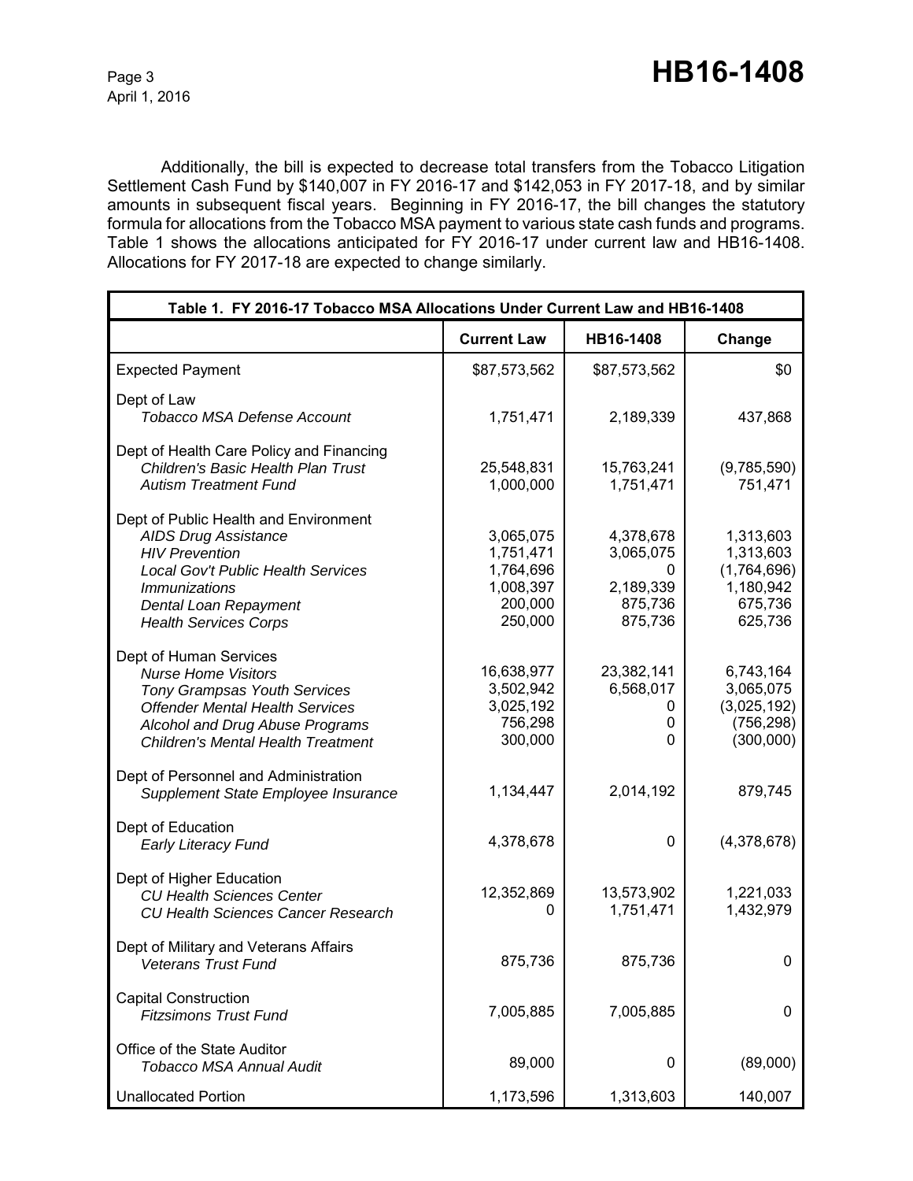Additionally, the bill is expected to decrease total transfers from the Tobacco Litigation Settlement Cash Fund by $140,007 in FY 2016-17 and $142,053 in FY 2017-18, and by similar amounts in subsequent fiscal years. Beginning in FY 2016-17, the bill changes the statutory formula for allocations from the Tobacco MSA payment to various state cash funds and programs. Table 1 shows the allocations anticipated for FY 2016-17 under current law and HB16-1408. Allocations for FY 2017-18 are expected to change similarly.

| Table 1. FY 2016-17 Tobacco MSA Allocations Under Current Law and HB16-1408 | | | |
|---|---|---|---|
| | **Current Law** | **HB16-1408** | **Change** |
| Expected Payment | $87,573,562 | $87,573,562 | $0 |
| Dept of Law | | | |
| *Tobacco MSA Defense Account* | 1,751,471 | 2,189,339 | 437,868 |
| Dept of Health Care Policy and Financing | | | |
| *Children's Basic Health Plan Trust* | 25,548,831 | 15,763,241 | (9,785,590) |
| *Autism Treatment Fund* | 1,000,000 | 1,751,471 | 751,471 |
| Dept of Public Health and Environment | | | |
| *AIDS Drug Assistance* | 3,065,075 | 4,378,678 | 1,313,603 |
| *HIV Prevention* | 1,751,471 | 3,065,075 | 1,313,603 |
| *Local Gov't Public Health Services* | 1,764,696 | 0 | (1,764,696) |
| *Immunizations* | 1,008,397 | 2,189,339 | 1,180,942 |
| *Dental Loan Repayment* | 200,000 | 875,736 | 675,736 |
| *Health Services Corps* | 250,000 | 875,736 | 625,736 |
| Dept of Human Services | | | |
| *Nurse Home Visitors* | 16,638,977 | 23,382,141 | 6,743,164 |
| *Tony Grampsas Youth Services* | 3,502,942 | 6,568,017 | 3,065,075 |
| *Offender Mental Health Services* | 3,025,192 | 0 | (3,025,192) |
| *Alcohol and Drug Abuse Programs* | 756,298 | 0 | (756,298) |
| *Children's Mental Health Treatment* | 300,000 | 0 | (300,000) |
| Dept of Personnel and Administration | | | |
| *Supplement State Employee Insurance* | 1,134,447 | 2,014,192 | 879,745 |
| Dept of Education | | | |
| *Early Literacy Fund* | 4,378,678 | 0 | (4,378,678) |
| Dept of Higher Education | | | |
| *CU Health Sciences Center* | 12,352,869 | 13,573,902 | 1,221,033 |
| *CU Health Sciences Cancer Research* | 0 | 1,751,471 | 1,432,979 |
| Dept of Military and Veterans Affairs | | | |
| *Veterans Trust Fund* | 875,736 | 875,736 | 0 |
| Capital Construction | | | |
| *Fitzsimons Trust Fund* | 7,005,885 | 7,005,885 | 0 |
| Office of the State Auditor | | | |
| *Tobacco MSA Annual Audit* | 89,000 | 0 | (89,000) |
| Unallocated Portion | 1,173,596 | 1,313,603 | 140,007 |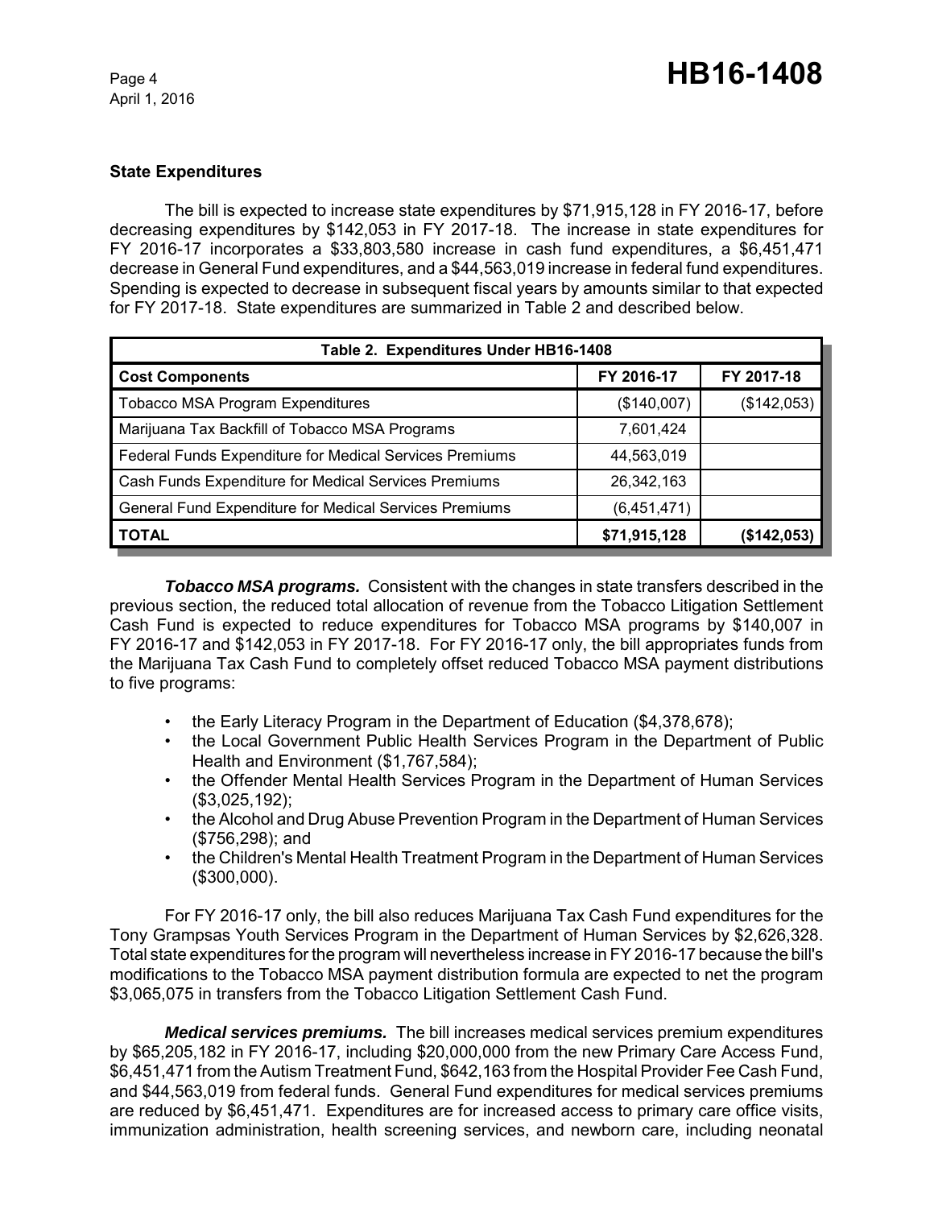**State Expenditures**

The bill is expected to increase state expenditures by $71,915,128 in FY 2016-17, before decreasing expenditures by $142,053 in FY 2017-18. The increase in state expenditures for FY 2016-17 incorporates a $33,803,580 increase in cash fund expenditures, a $6,451,471 decrease in General Fund expenditures, and a $44,563,019 increase in federal fund expenditures. Spending is expected to decrease in subsequent fiscal years by amounts similar to that expected for FY 2017-18. State expenditures are summarized in Table 2 and described below.

| Table 2. Expenditures Under HB16-1408 | | |
|---|---|---|
| **Cost Components** | **FY 2016-17** | **FY 2017-18** |
| Tobacco MSA Program Expenditures | ($140,007) | ($142,053) |
| Marijuana Tax Backfill of Tobacco MSA Programs | 7,601,424 | |
| Federal Funds Expenditure for Medical Services Premiums | 44,563,019 | |
| Cash Funds Expenditure for Medical Services Premiums | 26,342,163 | |
| General Fund Expenditure for Medical Services Premiums | (6,451,471) | |
| **TOTAL** | **$71,915,128** | **($142,053)** |

***Tobacco MSA programs.*** Consistent with the changes in state transfers described in the previous section, the reduced total allocation of revenue from the Tobacco Litigation Settlement Cash Fund is expected to reduce expenditures for Tobacco MSA programs by $140,007 in FY 2016-17 and $142,053 in FY 2017-18. For FY 2016-17 only, the bill appropriates funds from the Marijuana Tax Cash Fund to completely offset reduced Tobacco MSA payment distributions to five programs:

- the Early Literacy Program in the Department of Education ($4,378,678);
- the Local Government Public Health Services Program in the Department of Public Health and Environment ($1,767,584);
- the Offender Mental Health Services Program in the Department of Human Services ($3,025,192);
- the Alcohol and Drug Abuse Prevention Program in the Department of Human Services ($756,298); and
- the Children's Mental Health Treatment Program in the Department of Human Services ($300,000).

For FY 2016-17 only, the bill also reduces Marijuana Tax Cash Fund expenditures for the Tony Grampsas Youth Services Program in the Department of Human Services by $2,626,328. Total state expenditures for the program will nevertheless increase in FY 2016-17 because the bill's modifications to the Tobacco MSA payment distribution formula are expected to net the program $3,065,075 in transfers from the Tobacco Litigation Settlement Cash Fund.

***Medical services premiums.*** The bill increases medical services premium expenditures by $65,205,182 in FY 2016-17, including $20,000,000 from the new Primary Care Access Fund, $6,451,471 from the Autism Treatment Fund, $642,163 from the Hospital Provider Fee Cash Fund, and $44,563,019 from federal funds. General Fund expenditures for medical services premiums are reduced by $6,451,471. Expenditures are for increased access to primary care office visits, immunization administration, health screening services, and newborn care, including neonatal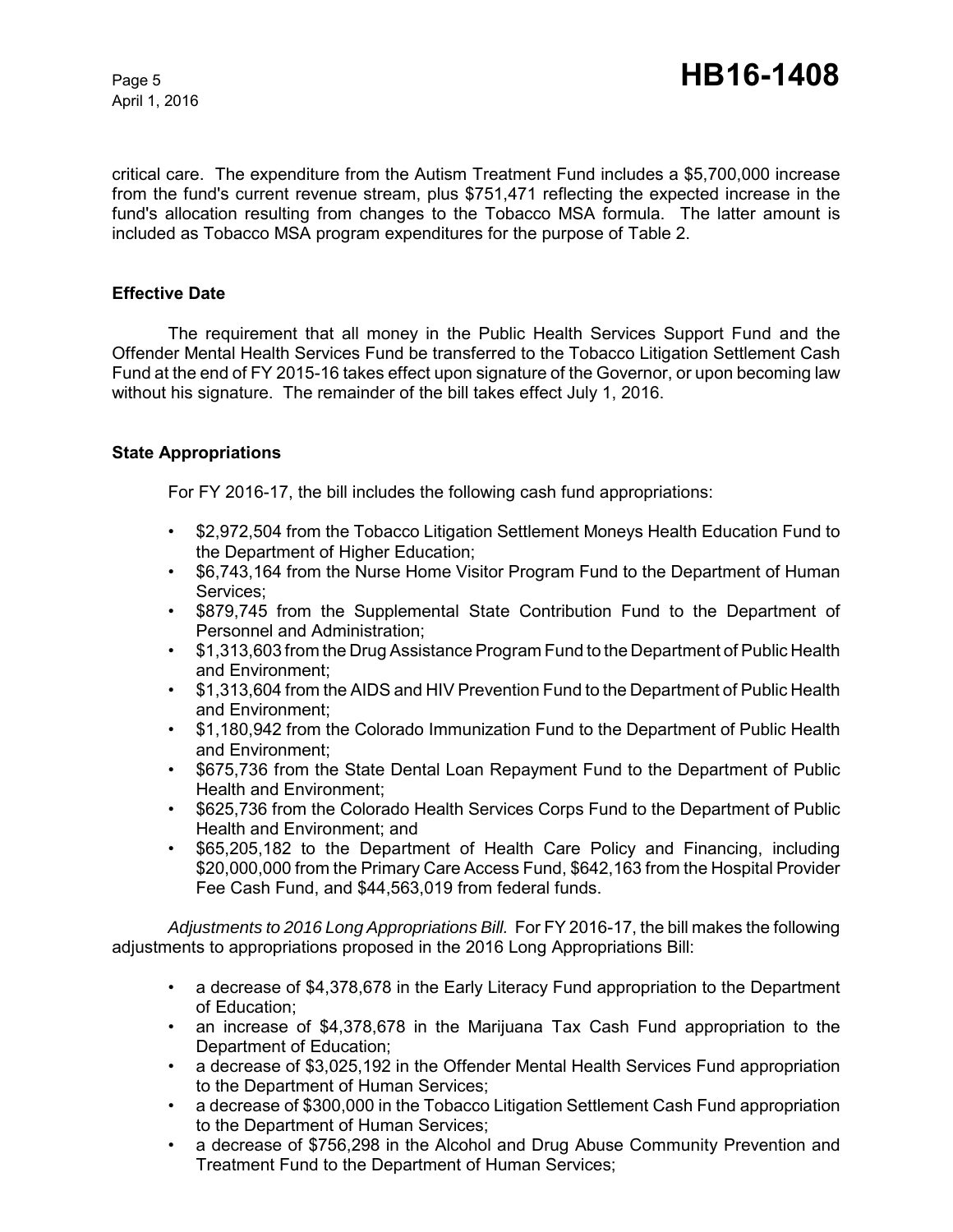critical care. The expenditure from the Autism Treatment Fund includes a $5,700,000 increase from the fund's current revenue stream, plus $751,471 reflecting the expected increase in the fund's allocation resulting from changes to the Tobacco MSA formula. The latter amount is included as Tobacco MSA program expenditures for the purpose of Table 2.

### Effective Date

The requirement that all money in the Public Health Services Support Fund and the Offender Mental Health Services Fund be transferred to the Tobacco Litigation Settlement Cash Fund at the end of FY 2015-16 takes effect upon signature of the Governor, or upon becoming law without his signature. The remainder of the bill takes effect July 1, 2016.

### State Appropriations

For FY 2016-17, the bill includes the following cash fund appropriations:

- $2,972,504 from the Tobacco Litigation Settlement Moneys Health Education Fund to the Department of Higher Education;
- $6,743,164 from the Nurse Home Visitor Program Fund to the Department of Human Services;
- $879,745 from the Supplemental State Contribution Fund to the Department of Personnel and Administration;
- $1,313,603 from the Drug Assistance Program Fund to the Department of Public Health and Environment;
- $1,313,604 from the AIDS and HIV Prevention Fund to the Department of Public Health and Environment;
- $1,180,942 from the Colorado Immunization Fund to the Department of Public Health and Environment;
- $675,736 from the State Dental Loan Repayment Fund to the Department of Public Health and Environment;
- $625,736 from the Colorado Health Services Corps Fund to the Department of Public Health and Environment; and
- $65,205,182 to the Department of Health Care Policy and Financing, including $20,000,000 from the Primary Care Access Fund, $642,163 from the Hospital Provider Fee Cash Fund, and $44,563,019 from federal funds.

*Adjustments to 2016 Long Appropriations Bill.* For FY 2016-17, the bill makes the following adjustments to appropriations proposed in the 2016 Long Appropriations Bill:

- a decrease of $4,378,678 in the Early Literacy Fund appropriation to the Department of Education;
- an increase of $4,378,678 in the Marijuana Tax Cash Fund appropriation to the Department of Education;
- a decrease of $3,025,192 in the Offender Mental Health Services Fund appropriation to the Department of Human Services;
- a decrease of $300,000 in the Tobacco Litigation Settlement Cash Fund appropriation to the Department of Human Services;
- a decrease of $756,298 in the Alcohol and Drug Abuse Community Prevention and Treatment Fund to the Department of Human Services;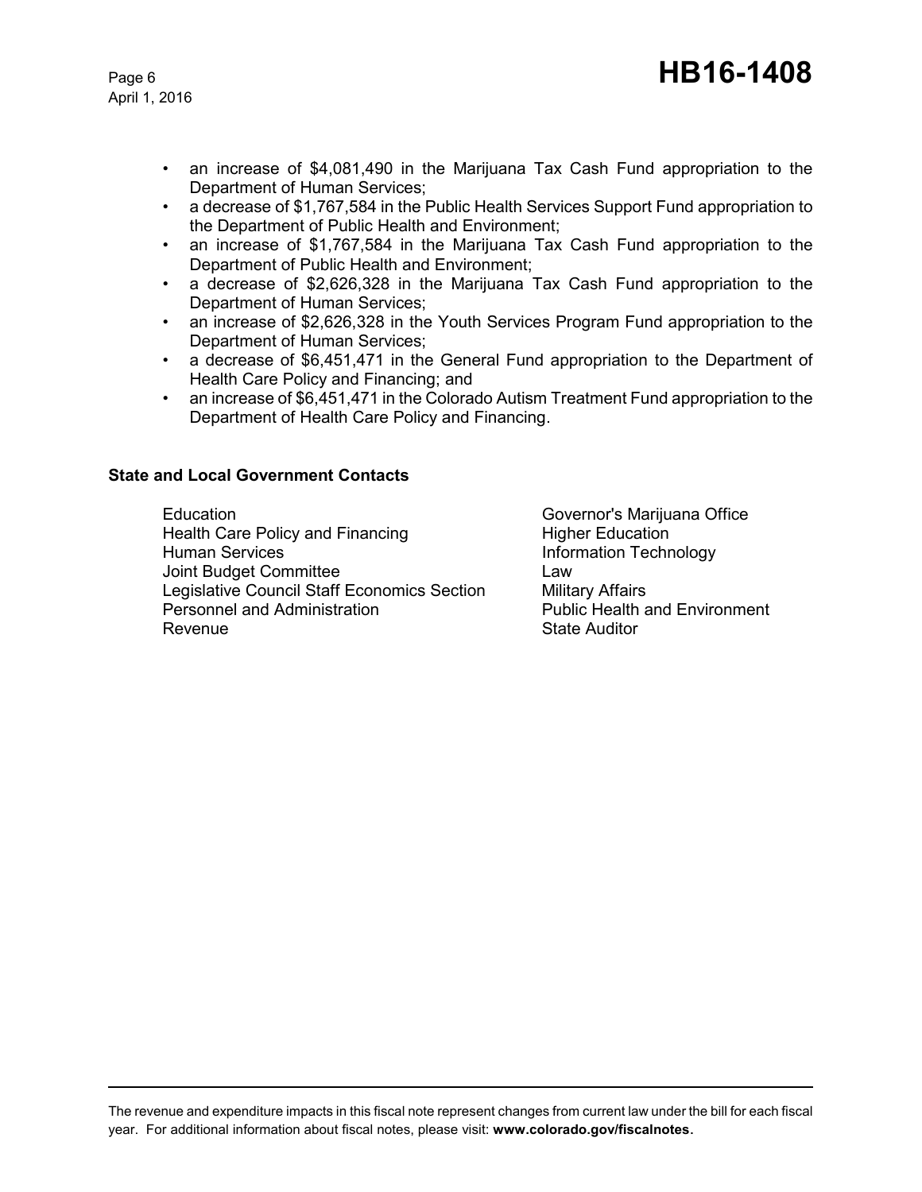- an increase of $4,081,490 in the Marijuana Tax Cash Fund appropriation to the Department of Human Services;
- a decrease of $1,767,584 in the Public Health Services Support Fund appropriation to the Department of Public Health and Environment;
- an increase of $1,767,584 in the Marijuana Tax Cash Fund appropriation to the Department of Public Health and Environment;
- a decrease of $2,626,328 in the Marijuana Tax Cash Fund appropriation to the Department of Human Services;
- an increase of $2,626,328 in the Youth Services Program Fund appropriation to the Department of Human Services;
- a decrease of $6,451,471 in the General Fund appropriation to the Department of Health Care Policy and Financing; and
- an increase of $6,451,471 in the Colorado Autism Treatment Fund appropriation to the Department of Health Care Policy and Financing.

**State and Local Government Contacts**

Education
Governor's Marijuana Office
Health Care Policy and Financing
Higher Education
Human Services
Information Technology
Joint Budget Committee
Law
Legislative Council Staff Economics Section
Military Affairs
Personnel and Administration
Public Health and Environment
Revenue
State Auditor

The revenue and expenditure impacts in this fiscal note represent changes from current law under the bill for each fiscal year. For additional information about fiscal notes, please visit: **www.colorado.gov/fiscalnotes.**